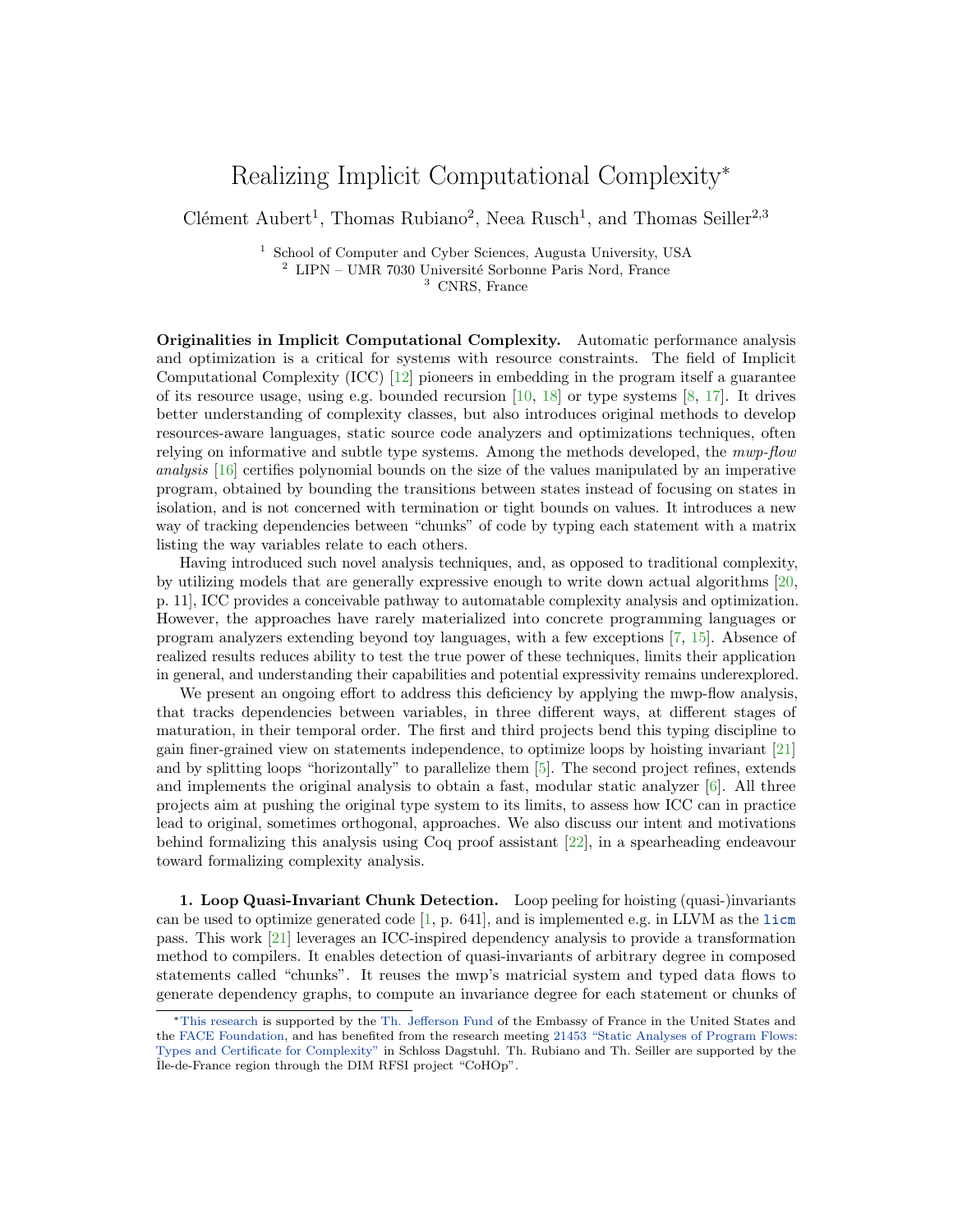# Realizing Implicit Computational Complexity*

Clément Aubert[1], Thomas Rubiano[2], Neea Rusch[1], and Thomas Seiller[2,3]

[1] School of Computer and Cyber Sciences, Augusta University, USA
[2] LIPN – UMR 7030 Université Sorbonne Paris Nord, France
[3] CNRS, France

**Originalities in Implicit Computational Complexity.** Automatic performance analysis and optimization is a critical for systems with resource constraints. The field of Implicit Computational Complexity (ICC) [12] pioneers in embedding in the program itself a guarantee of its resource usage, using e.g. bounded recursion [10, 18] or type systems [8, 17]. It drives better understanding of complexity classes, but also introduces original methods to develop resources-aware languages, static source code analyzers and optimizations techniques, often relying on informative and subtle type systems. Among the methods developed, the *mwp-flow analysis* [16] certifies polynomial bounds on the size of the values manipulated by an imperative program, obtained by bounding the transitions between states instead of focusing on states in isolation, and is not concerned with termination or tight bounds on values. It introduces a new way of tracking dependencies between "chunks" of code by typing each statement with a matrix listing the way variables relate to each others.

Having introduced such novel analysis techniques, and, as opposed to traditional complexity, by utilizing models that are generally expressive enough to write down actual algorithms [20, p. 11], ICC provides a conceivable pathway to automatable complexity analysis and optimization. However, the approaches have rarely materialized into concrete programming languages or program analyzers extending beyond toy languages, with a few exceptions [7, 15]. Absence of realized results reduces ability to test the true power of these techniques, limits their application in general, and understanding their capabilities and potential expressivity remains underexplored.

We present an ongoing effort to address this deficiency by applying the mwp-flow analysis, that tracks dependencies between variables, in three different ways, at different stages of maturation, in their temporal order. The first and third projects bend this typing discipline to gain finer-grained view on statements independence, to optimize loops by hoisting invariant [21] and by splitting loops "horizontally" to parallelize them [5]. The second project refines, extends and implements the original analysis to obtain a fast, modular static analyzer [6]. All three projects aim at pushing the original type system to its limits, to assess how ICC can in practice lead to original, sometimes orthogonal, approaches. We also discuss our intent and motivations behind formalizing this analysis using Coq proof assistant [22], in a spearheading endeavour toward formalizing complexity analysis.

**1. Loop Quasi-Invariant Chunk Detection.** Loop peeling for hoisting (quasi-)invariants can be used to optimize generated code [1, p. 641], and is implemented e.g. in LLVM as the `licm` pass. This work [21] leverages an ICC-inspired dependency analysis to provide a transformation method to compilers. It enables detection of quasi-invariants of arbitrary degree in composed statements called "chunks". It reuses the mwp's matricial system and typed data flows to generate dependency graphs, to compute an invariance degree for each statement or chunks of

*This research is supported by the Th. Jefferson Fund of the Embassy of France in the United States and the FACE Foundation, and has benefited from the research meeting 21453 "Static Analyses of Program Flows: Types and Certificate for Complexity" in Schloss Dagstuhl. Th. Rubiano and Th. Seiller are supported by the Île-de-France region through the DIM RFSI project "CoHOp".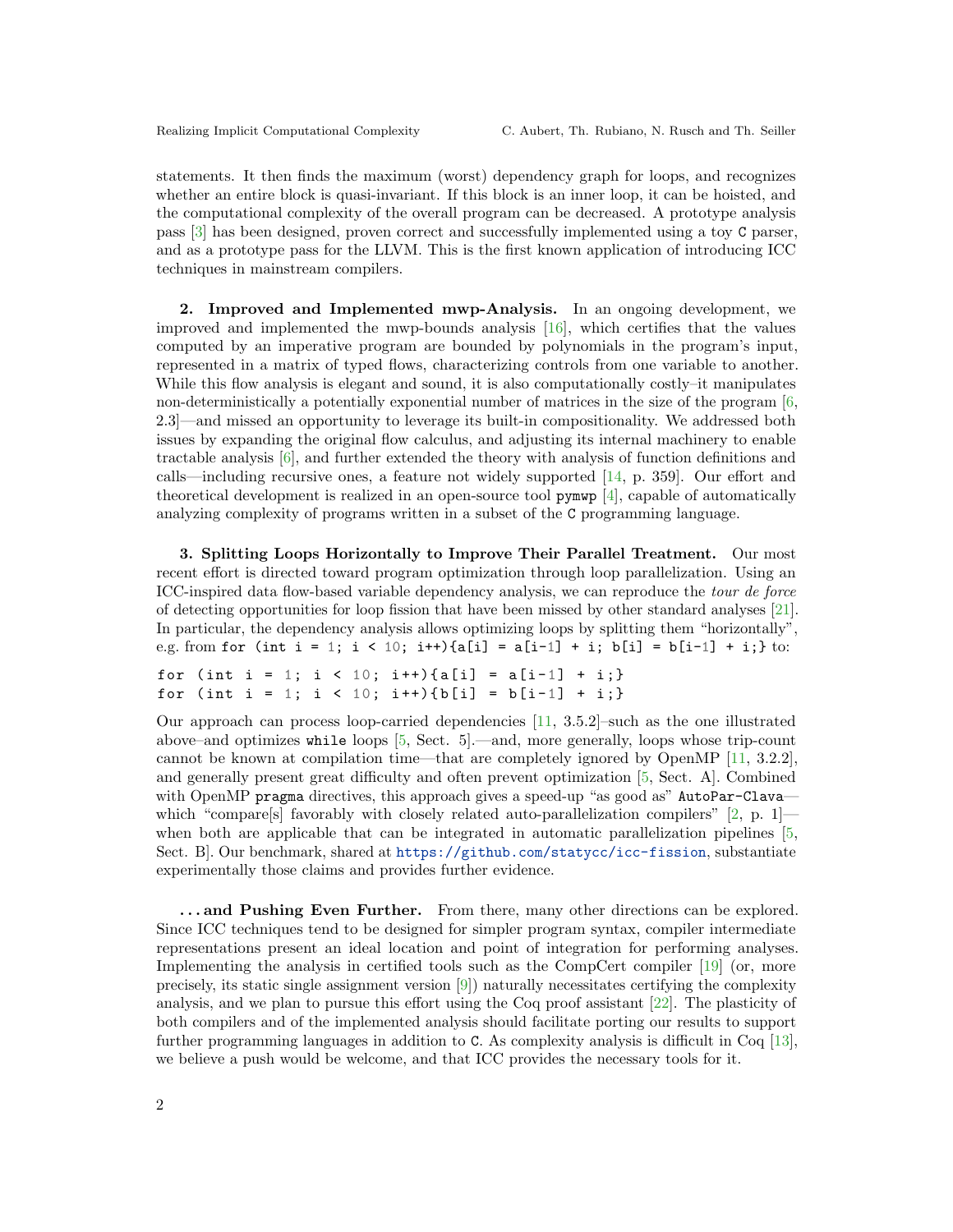statements. It then finds the maximum (worst) dependency graph for loops, and recognizes whether an entire block is quasi-invariant. If this block is an inner loop, it can be hoisted, and the computational complexity of the overall program can be decreased. A prototype analysis pass [3] has been designed, proven correct and successfully implemented using a toy `C` parser, and as a prototype pass for the LLVM. This is the first known application of introducing ICC techniques in mainstream compilers.

**2. Improved and Implemented mwp-Analysis.** In an ongoing development, we improved and implemented the mwp-bounds analysis [16], which certifies that the values computed by an imperative program are bounded by polynomials in the program's input, represented in a matrix of typed flows, characterizing controls from one variable to another. While this flow analysis is elegant and sound, it is also computationally costly–it manipulates non-deterministically a potentially exponential number of matrices in the size of the program [6, 2.3]—and missed an opportunity to leverage its built-in compositionality. We addressed both issues by expanding the original flow calculus, and adjusting its internal machinery to enable tractable analysis [6], and further extended the theory with analysis of function definitions and calls—including recursive ones, a feature not widely supported [14, p. 359]. Our effort and theoretical development is realized in an open-source tool `pymwp` [4], capable of automatically analyzing complexity of programs written in a subset of the `C` programming language.

**3. Splitting Loops Horizontally to Improve Their Parallel Treatment.** Our most recent effort is directed toward program optimization through loop parallelization. Using an ICC-inspired data flow-based variable dependency analysis, we can reproduce the *tour de force* of detecting opportunities for loop fission that have been missed by other standard analyses [21]. In particular, the dependency analysis allows optimizing loops by splitting them "horizontally", e.g. from `for (int i = 1; i < 10; i++){a[i] = a[i-1] + i; b[i] = b[i-1] + i;}` to:

```
for (int i = 1; i < 10; i++){a[i] = a[i-1] + i;}
for (int i = 1; i < 10; i++){b[i] = b[i-1] + i;}
```

Our approach can process loop-carried dependencies [11, 3.5.2]–such as the one illustrated above–and optimizes `while` loops [5, Sect. 5].—and, more generally, loops whose trip-count cannot be known at compilation time—that are completely ignored by OpenMP [11, 3.2.2], and generally present great difficulty and often prevent optimization [5, Sect. A]. Combined with OpenMP `pragma` directives, this approach gives a speed-up "as good as" `AutoPar-Clava`—which "compare[s] favorably with closely related auto-parallelization compilers" [2, p. 1]—when both are applicable that can be integrated in automatic parallelization pipelines [5, Sect. B]. Our benchmark, shared at https://github.com/statycc/icc-fission, substantiate experimentally those claims and provides further evidence.

**. . . and Pushing Even Further.** From there, many other directions can be explored. Since ICC techniques tend to be designed for simpler program syntax, compiler intermediate representations present an ideal location and point of integration for performing analyses. Implementing the analysis in certified tools such as the CompCert compiler [19] (or, more precisely, its static single assignment version [9]) naturally necessitates certifying the complexity analysis, and we plan to pursue this effort using the Coq proof assistant [22]. The plasticity of both compilers and of the implemented analysis should facilitate porting our results to support further programming languages in addition to `C`. As complexity analysis is difficult in Coq [13], we believe a push would be welcome, and that ICC provides the necessary tools for it.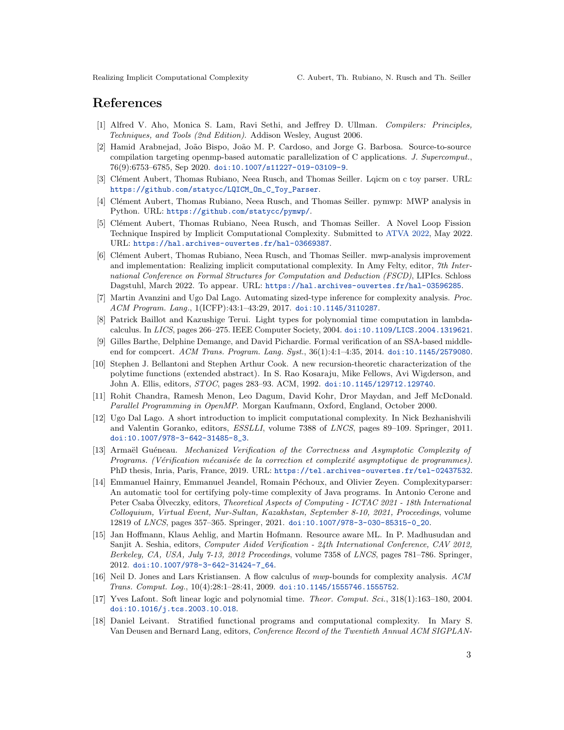# References

[1] Alfred V. Aho, Monica S. Lam, Ravi Sethi, and Jeffrey D. Ullman. *Compilers: Principles, Techniques, and Tools (2nd Edition)*. Addison Wesley, August 2006.

[2] Hamid Arabnejad, João Bispo, João M. P. Cardoso, and Jorge G. Barbosa. Source-to-source compilation targeting openmp-based automatic parallelization of C applications. *J. Supercomput.*, 76(9):6753–6785, Sep 2020. doi:10.1007/s11227-019-03109-9.

[3] Clément Aubert, Thomas Rubiano, Neea Rusch, and Thomas Seiller. Lqicm on c toy parser. URL: https://github.com/statycc/LQICM_On_C_Toy_Parser.

[4] Clément Aubert, Thomas Rubiano, Neea Rusch, and Thomas Seiller. pymwp: MWP analysis in Python. URL: https://github.com/statycc/pymwp/.

[5] Clément Aubert, Thomas Rubiano, Neea Rusch, and Thomas Seiller. A Novel Loop Fission Technique Inspired by Implicit Computational Complexity. Submitted to ATVA 2022, May 2022. URL: https://hal.archives-ouvertes.fr/hal-03669387.

[6] Clément Aubert, Thomas Rubiano, Neea Rusch, and Thomas Seiller. mwp-analysis improvement and implementation: Realizing implicit computational complexity. In Amy Felty, editor, *7th International Conference on Formal Structures for Computation and Deduction (FSCD)*, LIPIcs. Schloss Dagstuhl, March 2022. To appear. URL: https://hal.archives-ouvertes.fr/hal-03596285.

[7] Martin Avanzini and Ugo Dal Lago. Automating sized-type inference for complexity analysis. *Proc. ACM Program. Lang.*, 1(ICFP):43:1–43:29, 2017. doi:10.1145/3110287.

[8] Patrick Baillot and Kazushige Terui. Light types for polynomial time computation in lambda-calculus. In *LICS*, pages 266–275. IEEE Computer Society, 2004. doi:10.1109/LICS.2004.1319621.

[9] Gilles Barthe, Delphine Demange, and David Pichardie. Formal verification of an SSA-based middle-end for compcert. *ACM Trans. Program. Lang. Syst.*, 36(1):4:1–4:35, 2014. doi:10.1145/2579080.

[10] Stephen J. Bellantoni and Stephen Arthur Cook. A new recursion-theoretic characterization of the polytime functions (extended abstract). In S. Rao Kosaraju, Mike Fellows, Avi Wigderson, and John A. Ellis, editors, *STOC*, pages 283–93. ACM, 1992. doi:10.1145/129712.129740.

[11] Rohit Chandra, Ramesh Menon, Leo Dagum, David Kohr, Dror Maydan, and Jeff McDonald. *Parallel Programming in OpenMP*. Morgan Kaufmann, Oxford, England, October 2000.

[12] Ugo Dal Lago. A short introduction to implicit computational complexity. In Nick Bezhanishvili and Valentin Goranko, editors, *ESSLLI*, volume 7388 of *LNCS*, pages 89–109. Springer, 2011. doi:10.1007/978-3-642-31485-8_3.

[13] Armaël Guéneau. *Mechanized Verification of the Correctness and Asymptotic Complexity of Programs. (Vérification mécanisée de la correction et complexité asymptotique de programmes)*. PhD thesis, Inria, Paris, France, 2019. URL: https://tel.archives-ouvertes.fr/tel-02437532.

[14] Emmanuel Hainry, Emmanuel Jeandel, Romain Péchoux, and Olivier Zeyen. Complexityparser: An automatic tool for certifying poly-time complexity of Java programs. In Antonio Cerone and Peter Csaba Ölveczky, editors, *Theoretical Aspects of Computing - ICTAC 2021 - 18th International Colloquium, Virtual Event, Nur-Sultan, Kazakhstan, September 8-10, 2021, Proceedings*, volume 12819 of *LNCS*, pages 357–365. Springer, 2021. doi:10.1007/978-3-030-85315-0_20.

[15] Jan Hoffmann, Klaus Aehlig, and Martin Hofmann. Resource aware ML. In P. Madhusudan and Sanjit A. Seshia, editors, *Computer Aided Verification - 24th International Conference, CAV 2012, Berkeley, CA, USA, July 7-13, 2012 Proceedings*, volume 7358 of *LNCS*, pages 781–786. Springer, 2012. doi:10.1007/978-3-642-31424-7_64.

[16] Neil D. Jones and Lars Kristiansen. A flow calculus of *mwp*-bounds for complexity analysis. *ACM Trans. Comput. Log.*, 10(4):28:1–28:41, 2009. doi:10.1145/1555746.1555752.

[17] Yves Lafont. Soft linear logic and polynomial time. *Theor. Comput. Sci.*, 318(1):163–180, 2004. doi:10.1016/j.tcs.2003.10.018.

[18] Daniel Leivant. Stratified functional programs and computational complexity. In Mary S. Van Deusen and Bernard Lang, editors, *Conference Record of the Twentieth Annual ACM SIGPLAN-*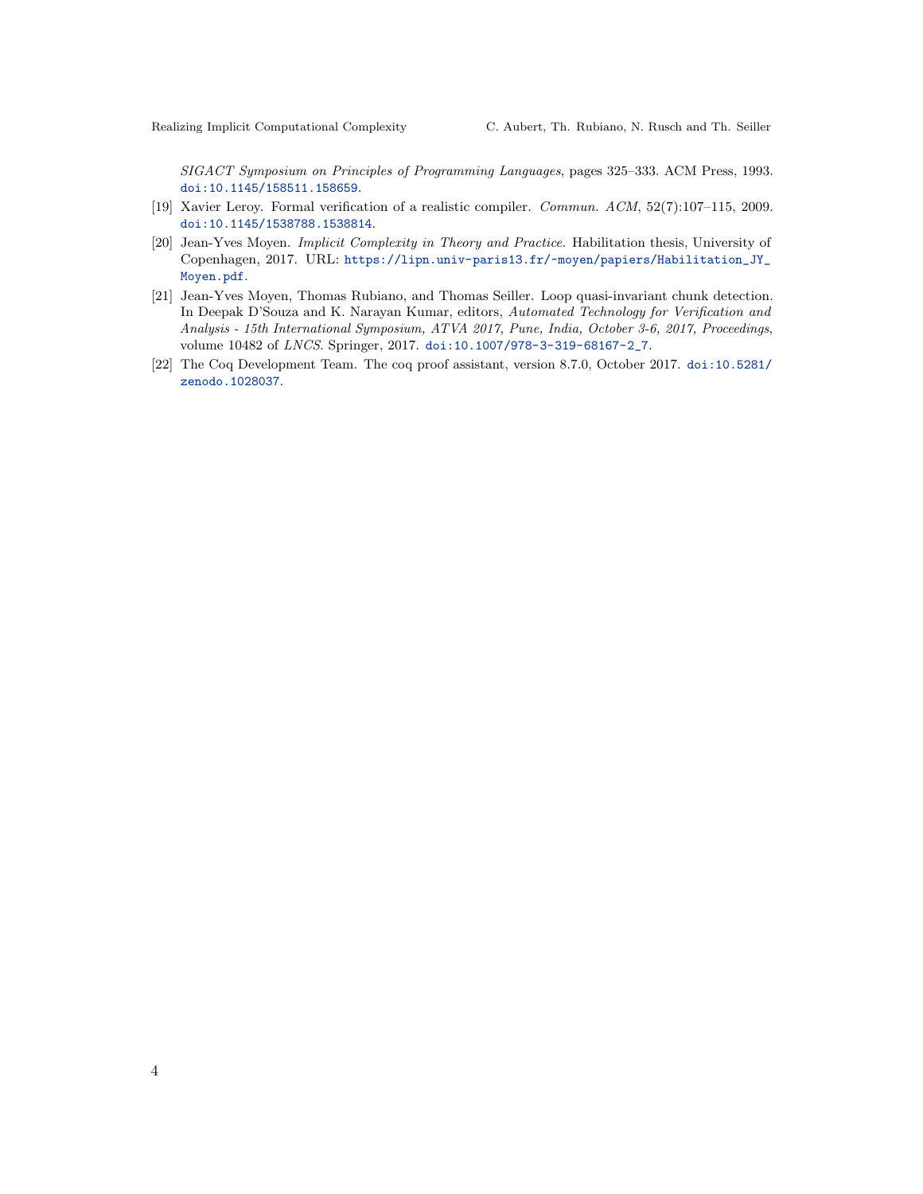*SIGACT Symposium on Principles of Programming Languages*, pages 325–333. ACM Press, 1993. doi:10.1145/158511.158659.

[19] Xavier Leroy. Formal verification of a realistic compiler. *Commun. ACM*, 52(7):107–115, 2009. doi:10.1145/1538788.1538814.

[20] Jean-Yves Moyen. *Implicit Complexity in Theory and Practice*. Habilitation thesis, University of Copenhagen, 2017. URL: https://lipn.univ-paris13.fr/~moyen/papiers/Habilitation_JY_Moyen.pdf.

[21] Jean-Yves Moyen, Thomas Rubiano, and Thomas Seiller. Loop quasi-invariant chunk detection. In Deepak D'Souza and K. Narayan Kumar, editors, *Automated Technology for Verification and Analysis - 15th International Symposium, ATVA 2017, Pune, India, October 3-6, 2017, Proceedings*, volume 10482 of *LNCS*. Springer, 2017. doi:10.1007/978-3-319-68167-2_7.

[22] The Coq Development Team. The coq proof assistant, version 8.7.0, October 2017. doi:10.5281/zenodo.1028037.